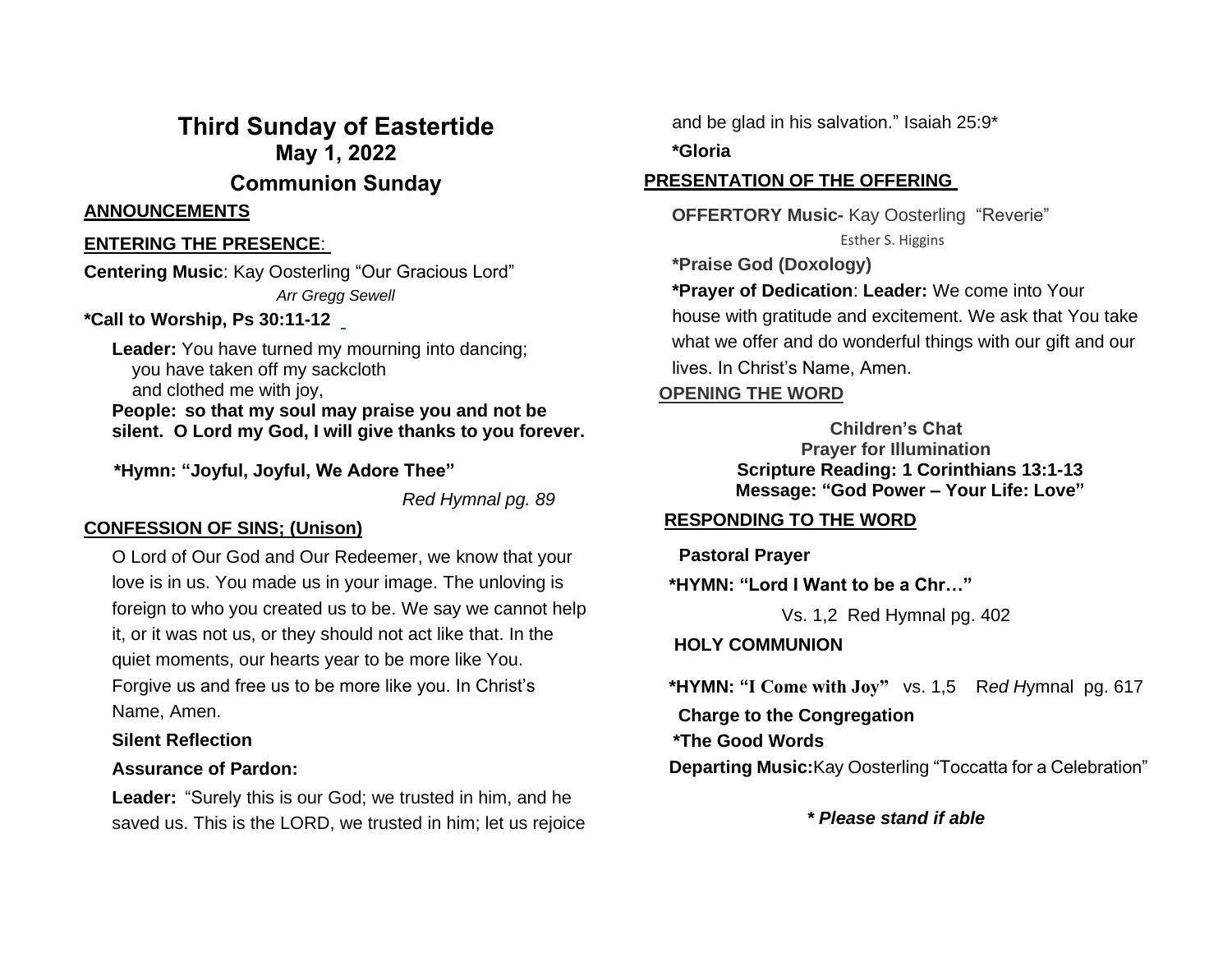# Third Sunday of Eastertide

## May 1, 2022

## Communion Sunday

**ANNOUNCEMENTS**

**ENTERING THE PRESENCE**:

**Centering Music**: Kay Oosterling "Our Gracious Lord"

*Arr Gregg Sewell*

**\*Call to Worship, Ps 30:11-12**

**Leader:** You have turned my mourning into dancing;
you have taken off my sackcloth
and clothed me with joy,

**People: so that my soul may praise you and not be silent. O Lord my God, I will give thanks to you forever.**

**\*Hymn: "Joyful, Joyful, We Adore Thee"**

*Red Hymnal pg. 89*

**CONFESSION OF SINS; (Unison)**

O Lord of Our God and Our Redeemer, we know that your love is in us. You made us in your image. The unloving is foreign to who you created us to be. We say we cannot help it, or it was not us, or they should not act like that. In the quiet moments, our hearts year to be more like You. Forgive us and free us to be more like you. In Christ's Name, Amen.

**Silent Reflection**

**Assurance of Pardon:**

**Leader:** "Surely this is our God; we trusted in him, and he saved us. This is the LORD, we trusted in him; let us rejoice and be glad in his salvation." Isaiah 25:9*

**\*Gloria**

**PRESENTATION OF THE OFFERING**

**OFFERTORY Music-** Kay Oosterling "Reverie"

Esther S. Higgins

**\*Praise God (Doxology)**

**\*Prayer of Dedication**: **Leader:** We come into Your house with gratitude and excitement. We ask that You take what we offer and do wonderful things with our gift and our lives. In Christ's Name, Amen.

**OPENING THE WORD**

**Children's Chat**

**Prayer for Illumination**

**Scripture Reading: 1 Corinthians 13:1-13**

**Message: "God Power – Your Life: Love"**

**RESPONDING TO THE WORD**

**Pastoral Prayer**

**\*HYMN: "Lord I Want to be a Chr…"**

Vs. 1,2 Red Hymnal pg. 402

**HOLY COMMUNION**

**\*HYMN: "I Come with Joy"** vs. 1,5 R*ed H*ymnal pg. 617

**Charge to the Congregation**

**\*The Good Words**

**Departing Music:** Kay Oosterling "Toccatta for a Celebration"

***\* Please stand if able***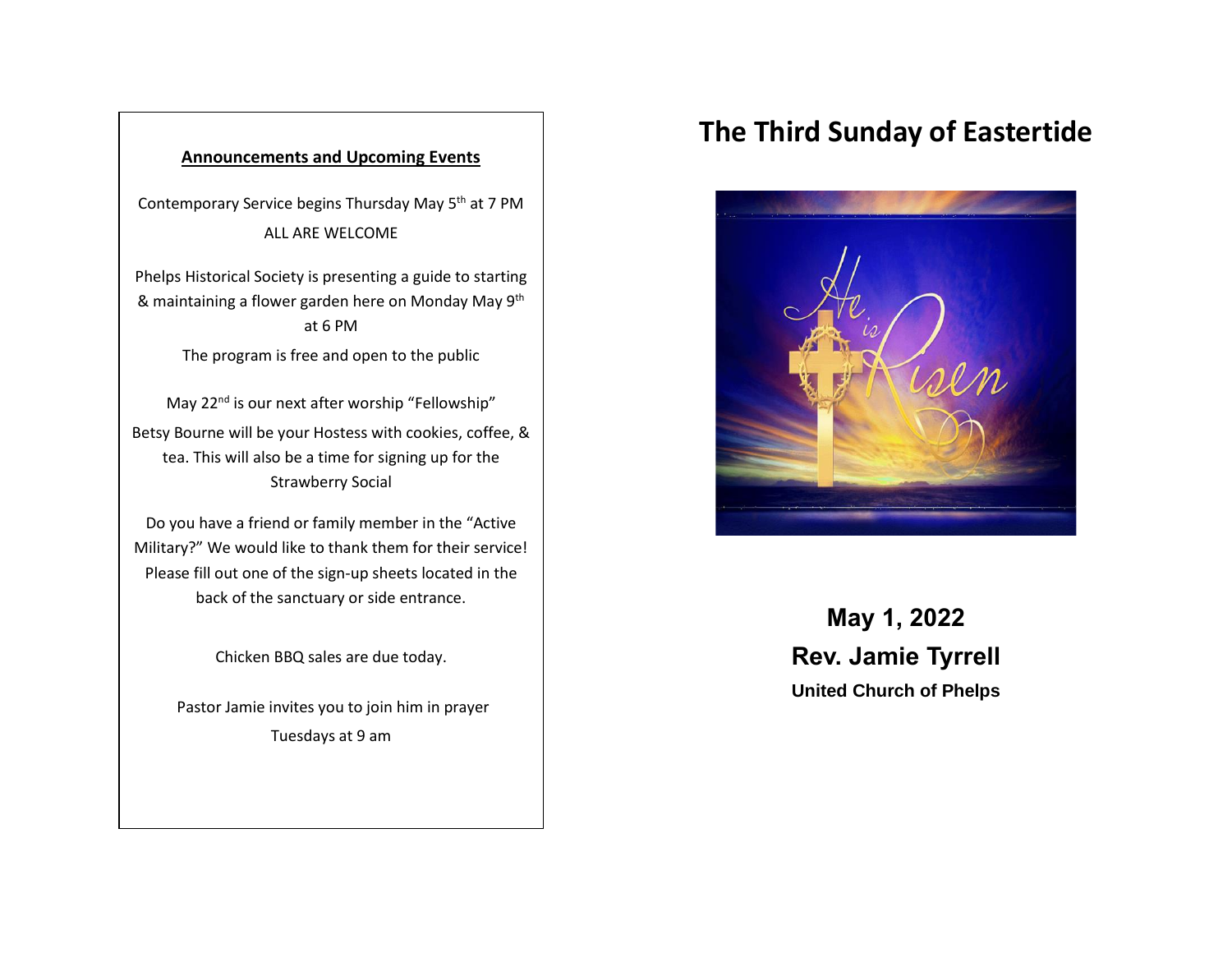## Announcements and Upcoming Events

Contemporary Service begins Thursday May 5th at 7 PM

ALL ARE WELCOME

Phelps Historical Society is presenting a guide to starting & maintaining a flower garden here on Monday May 9th at 6 PM

The program is free and open to the public

May 22nd is our next after worship "Fellowship"

Betsy Bourne will be your Hostess with cookies, coffee, & tea. This will also be a time for signing up for the Strawberry Social

Do you have a friend or family member in the "Active Military?" We would like to thank them for their service! Please fill out one of the sign-up sheets located in the back of the sanctuary or side entrance.

Chicken BBQ sales are due today.

Pastor Jamie invites you to join him in prayer

Tuesdays at 9 am

# The Third Sunday of Eastertide

He is Risen

**May 1, 2022**

**Rev. Jamie Tyrrell**

**United Church of Phelps**